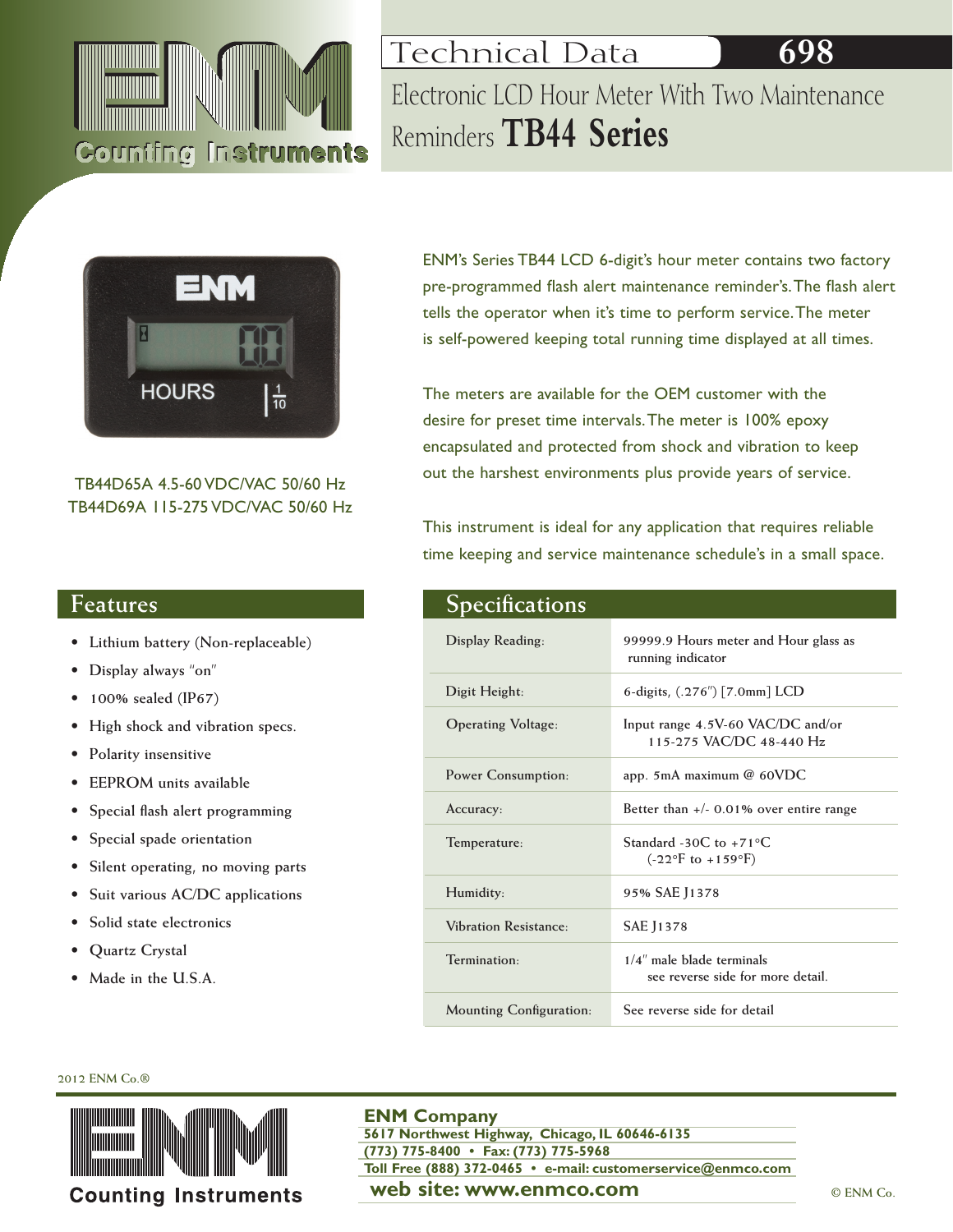# Technical Data 698

## Electronic LCD Hour Meter With Two Maintenance Reminders **TB44 Series**

TB44D65A 4.5-60 VDC/VAC 50/60 Hz
TB44D69A 115-275 VDC/VAC 50/60 Hz

ENM's Series TB44 LCD 6-digit's hour meter contains two factory pre-programmed flash alert maintenance reminder's. The flash alert tells the operator when it's time to perform service. The meter is self-powered keeping total running time displayed at all times.

The meters are available for the OEM customer with the desire for preset time intervals. The meter is 100% epoxy encapsulated and protected from shock and vibration to keep out the harshest environments plus provide years of service.

This instrument is ideal for any application that requires reliable time keeping and service maintenance schedule's in a small space.

## Features

- Lithium battery (Non-replaceable)
- Display always "on"
- 100% sealed (IP67)
- High shock and vibration specs.
- Polarity insensitive
- EEPROM units available
- Special flash alert programming
- Special spade orientation
- Silent operating, no moving parts
- Suit various AC/DC applications
- Solid state electronics
- Quartz Crystal
- Made in the U.S.A.

## Specifications

| | |
|---|---|
| Display Reading: | 99999.9 Hours meter and Hour glass as running indicator |
| Digit Height: | 6-digits, (.276") [7.0mm] LCD |
| Operating Voltage: | Input range 4.5V-60 VAC/DC and/or 115-275 VAC/DC 48-440 Hz |
| Power Consumption: | app. 5mA maximum @ 60VDC |
| Accuracy: | Better than +/- 0.01% over entire range |
| Temperature: | Standard -30C to +71°C (-22°F to +159°F) |
| Humidity: | 95% SAE J1378 |
| Vibration Resistance: | SAE J1378 |
| Termination: | 1/4" male blade terminals see reverse side for more detail. |
| Mounting Configuration: | See reverse side for detail |

2012 ENM Co.®

**ENM Company**
**5617 Northwest Highway, Chicago, IL 60646-6135**
**(773) 775-8400 • Fax: (773) 775-5968**
**Toll Free (888) 372-0465 • e-mail: customerservice@enmco.com**
**web site: www.enmco.com**

© ENM Co.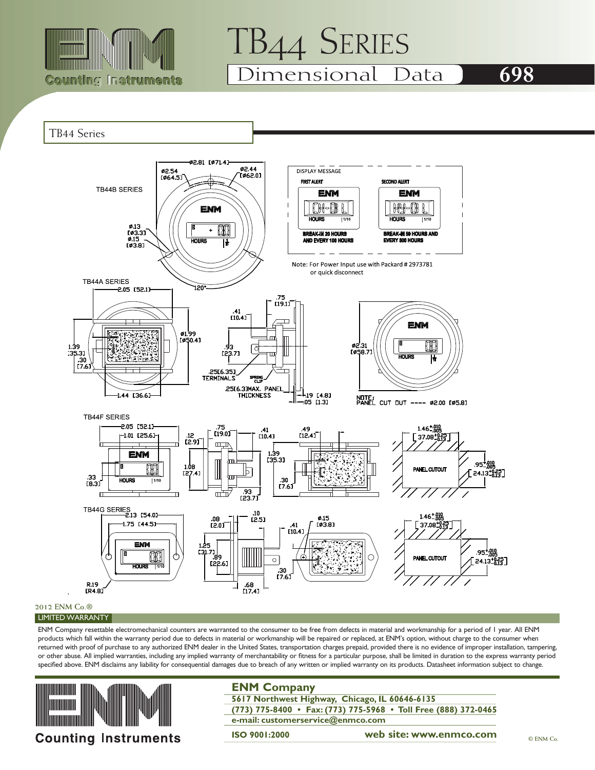# TB44 Series

## Dimensional Data 698

### TB44 Series

TB44B SERIES

ø2.81 [ø71.4]
ø2.54 [ø64.5]
ø2.44 [ø62.0]
ø.13 [ø3.3]
ø.15 [ø3.8]
120°

DISPLAY MESSAGE

FIRST ALERT — BREAK-IN 20 HOURS AND EVERY 100 HOURS

SECOND ALERT — BREAK-IN 50 HOURS AND EVERY 500 HOURS

Note: For Power Input use with Packard # 2973781 or quick disconnect

TB44A SERIES

2.05 [52.1]
ø1.99 [ø50.4]
1.39 [35.3]
.30 [7.6]
1.44 [36.6]
.75 [19.1]
.41 [10.4]
.93 [23.7]
.25[6.35] TERMINALS
SPRING CLIP
.25[6.3]MAX. PANEL THICKNESS
.19 [4.8]
.05 [1.3]
ø2.31 [ø58.7]

NOTE: PANEL CUT OUT ---- ø2.00 [ø5.8]

TB44F SERIES

2.05 [52.1]
1.01 [25.6]
.12 [2.9]
.33 [8.3]
1.08 [27.4]
.75 [19.0]
.41 [10.4]
.49 [12.4]
1.39 [35.3]
.30 [7.6]
.93 [23.7]
$1.46^{+.010}_{-.005}$ [$37.08^{+0.25}_{-0.13}$]
PANEL CUTOUT
$.95^{+.010}_{-.005}$ [$24.13^{+0.25}_{-0.13}$]

TB44G SERIES

2.13 [54.0]
1.75 [44.5]
R.19 [R4.8]
.08 [2.0]
.10 [2.5]
1.25 [31.7]
.89 [22.6]
.68 [17.4]
ø.15 [ø3.8]
.41 [10.4]
.30 [7.6]
$1.46^{+.010}_{-.005}$ [$37.08^{+0.25}_{-0.13}$]
PANEL CUTOUT
$.95^{+.010}_{-.005}$ [$24.13^{+0.25}_{-0.13}$]

2012 ENM Co.®

### LIMITED WARRANTY

ENM Company resettable electromechanical counters are warranted to the consumer to be free from defects in material and workmanship for a period of 1 year. All ENM products which fall within the warranty period due to defects in material or workmanship will be repaired or replaced, at ENM's option, without charge to the consumer when returned with proof of purchase to any authorized ENM dealer in the United States, transportation charges prepaid, provided there is no evidence of improper installation, tampering, or other abuse. All implied warranties, including any implied warranty of merchantability or fitness for a particular purpose, shall be limited in duration to the express warranty period specified above. ENM disclaims any liability for consequential damages due to breach of any written or implied warranty on its products. Datasheet information subject to change.

Counting Instruments

**ENM Company**

**5617 Northwest Highway, Chicago, IL 60646-6135**

**(773) 775-8400 • Fax: (773) 775-5968 • Toll Free (888) 372-0465**

**e-mail: customerservice@enmco.com**

**ISO 9001:2000** **web site: www.enmco.com**

© ENM Co.